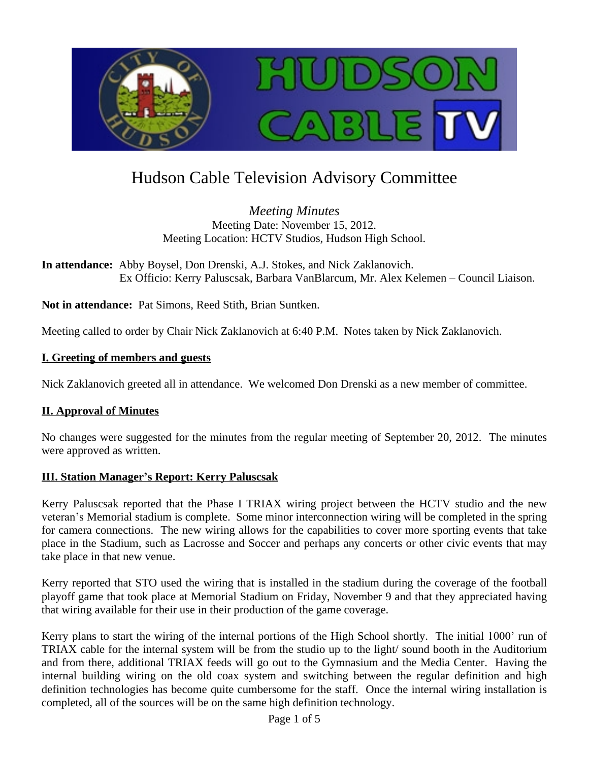# Hudson Cable Television Advisory Committee

*Meeting Minutes*

Meeting Date: November 15, 2012.

Meeting Location: HCTV Studios, Hudson High School.

**In attendance:** Abby Boysel, Don Drenski, A.J. Stokes, and Nick Zaklanovich.
Ex Officio: Kerry Paluscsak, Barbara VanBlarcum, Mr. Alex Kelemen – Council Liaison.

**Not in attendance:** Pat Simons, Reed Stith, Brian Suntken.

Meeting called to order by Chair Nick Zaklanovich at 6:40 P.M. Notes taken by Nick Zaklanovich.

## I. Greeting of members and guests

Nick Zaklanovich greeted all in attendance. We welcomed Don Drenski as a new member of committee.

## II. Approval of Minutes

No changes were suggested for the minutes from the regular meeting of September 20, 2012. The minutes were approved as written.

## III. Station Manager's Report: Kerry Paluscsak

Kerry Paluscsak reported that the Phase I TRIAX wiring project between the HCTV studio and the new veteran's Memorial stadium is complete. Some minor interconnection wiring will be completed in the spring for camera connections. The new wiring allows for the capabilities to cover more sporting events that take place in the Stadium, such as Lacrosse and Soccer and perhaps any concerts or other civic events that may take place in that new venue.

Kerry reported that STO used the wiring that is installed in the stadium during the coverage of the football playoff game that took place at Memorial Stadium on Friday, November 9 and that they appreciated having that wiring available for their use in their production of the game coverage.

Kerry plans to start the wiring of the internal portions of the High School shortly. The initial 1000' run of TRIAX cable for the internal system will be from the studio up to the light/ sound booth in the Auditorium and from there, additional TRIAX feeds will go out to the Gymnasium and the Media Center. Having the internal building wiring on the old coax system and switching between the regular definition and high definition technologies has become quite cumbersome for the staff. Once the internal wiring installation is completed, all of the sources will be on the same high definition technology.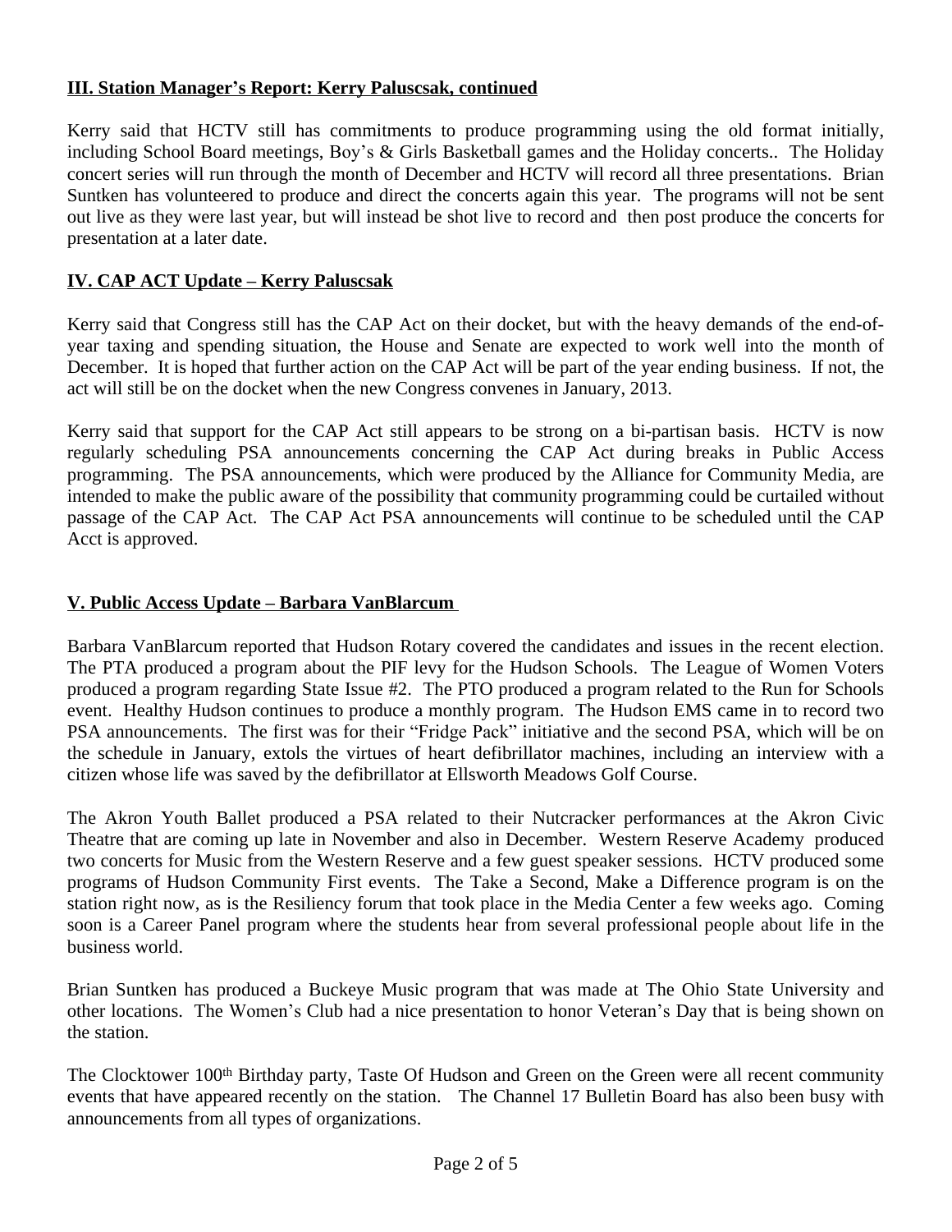## III. Station Manager's Report: Kerry Paluscsak, continued

Kerry said that HCTV still has commitments to produce programming using the old format initially, including School Board meetings, Boy's & Girls Basketball games and the Holiday concerts.. The Holiday concert series will run through the month of December and HCTV will record all three presentations. Brian Suntken has volunteered to produce and direct the concerts again this year. The programs will not be sent out live as they were last year, but will instead be shot live to record and then post produce the concerts for presentation at a later date.

## IV. CAP ACT Update – Kerry Paluscsak

Kerry said that Congress still has the CAP Act on their docket, but with the heavy demands of the end-of-year taxing and spending situation, the House and Senate are expected to work well into the month of December. It is hoped that further action on the CAP Act will be part of the year ending business. If not, the act will still be on the docket when the new Congress convenes in January, 2013.

Kerry said that support for the CAP Act still appears to be strong on a bi-partisan basis. HCTV is now regularly scheduling PSA announcements concerning the CAP Act during breaks in Public Access programming. The PSA announcements, which were produced by the Alliance for Community Media, are intended to make the public aware of the possibility that community programming could be curtailed without passage of the CAP Act. The CAP Act PSA announcements will continue to be scheduled until the CAP Acct is approved.

## V. Public Access Update – Barbara VanBlarcum

Barbara VanBlarcum reported that Hudson Rotary covered the candidates and issues in the recent election. The PTA produced a program about the PIF levy for the Hudson Schools. The League of Women Voters produced a program regarding State Issue #2. The PTO produced a program related to the Run for Schools event. Healthy Hudson continues to produce a monthly program. The Hudson EMS came in to record two PSA announcements. The first was for their "Fridge Pack" initiative and the second PSA, which will be on the schedule in January, extols the virtues of heart defibrillator machines, including an interview with a citizen whose life was saved by the defibrillator at Ellsworth Meadows Golf Course.

The Akron Youth Ballet produced a PSA related to their Nutcracker performances at the Akron Civic Theatre that are coming up late in November and also in December. Western Reserve Academy produced two concerts for Music from the Western Reserve and a few guest speaker sessions. HCTV produced some programs of Hudson Community First events. The Take a Second, Make a Difference program is on the station right now, as is the Resiliency forum that took place in the Media Center a few weeks ago. Coming soon is a Career Panel program where the students hear from several professional people about life in the business world.

Brian Suntken has produced a Buckeye Music program that was made at The Ohio State University and other locations. The Women's Club had a nice presentation to honor Veteran's Day that is being shown on the station.

The Clocktower 100th Birthday party, Taste Of Hudson and Green on the Green were all recent community events that have appeared recently on the station. The Channel 17 Bulletin Board has also been busy with announcements from all types of organizations.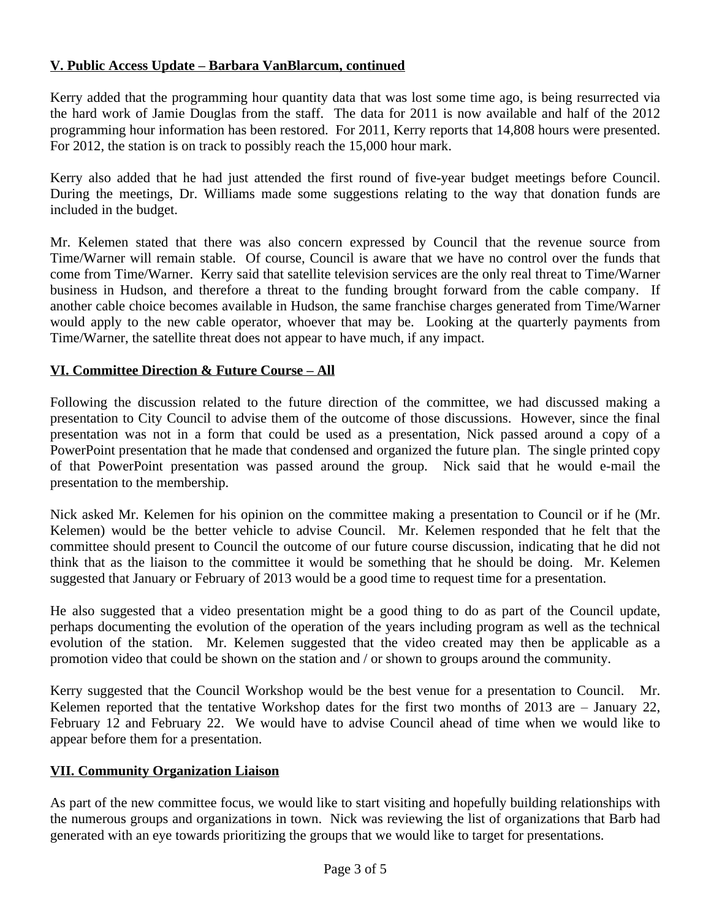**V. Public Access Update – Barbara VanBlarcum, continued**

Kerry added that the programming hour quantity data that was lost some time ago, is being resurrected via the hard work of Jamie Douglas from the staff. The data for 2011 is now available and half of the 2012 programming hour information has been restored. For 2011, Kerry reports that 14,808 hours were presented. For 2012, the station is on track to possibly reach the 15,000 hour mark.

Kerry also added that he had just attended the first round of five-year budget meetings before Council. During the meetings, Dr. Williams made some suggestions relating to the way that donation funds are included in the budget.

Mr. Kelemen stated that there was also concern expressed by Council that the revenue source from Time/Warner will remain stable. Of course, Council is aware that we have no control over the funds that come from Time/Warner. Kerry said that satellite television services are the only real threat to Time/Warner business in Hudson, and therefore a threat to the funding brought forward from the cable company. If another cable choice becomes available in Hudson, the same franchise charges generated from Time/Warner would apply to the new cable operator, whoever that may be. Looking at the quarterly payments from Time/Warner, the satellite threat does not appear to have much, if any impact.

**VI. Committee Direction & Future Course – All**

Following the discussion related to the future direction of the committee, we had discussed making a presentation to City Council to advise them of the outcome of those discussions. However, since the final presentation was not in a form that could be used as a presentation, Nick passed around a copy of a PowerPoint presentation that he made that condensed and organized the future plan. The single printed copy of that PowerPoint presentation was passed around the group. Nick said that he would e-mail the presentation to the membership.

Nick asked Mr. Kelemen for his opinion on the committee making a presentation to Council or if he (Mr. Kelemen) would be the better vehicle to advise Council. Mr. Kelemen responded that he felt that the committee should present to Council the outcome of our future course discussion, indicating that he did not think that as the liaison to the committee it would be something that he should be doing. Mr. Kelemen suggested that January or February of 2013 would be a good time to request time for a presentation.

He also suggested that a video presentation might be a good thing to do as part of the Council update, perhaps documenting the evolution of the operation of the years including program as well as the technical evolution of the station. Mr. Kelemen suggested that the video created may then be applicable as a promotion video that could be shown on the station and / or shown to groups around the community.

Kerry suggested that the Council Workshop would be the best venue for a presentation to Council. Mr. Kelemen reported that the tentative Workshop dates for the first two months of 2013 are – January 22, February 12 and February 22. We would have to advise Council ahead of time when we would like to appear before them for a presentation.

**VII. Community Organization Liaison**

As part of the new committee focus, we would like to start visiting and hopefully building relationships with the numerous groups and organizations in town. Nick was reviewing the list of organizations that Barb had generated with an eye towards prioritizing the groups that we would like to target for presentations.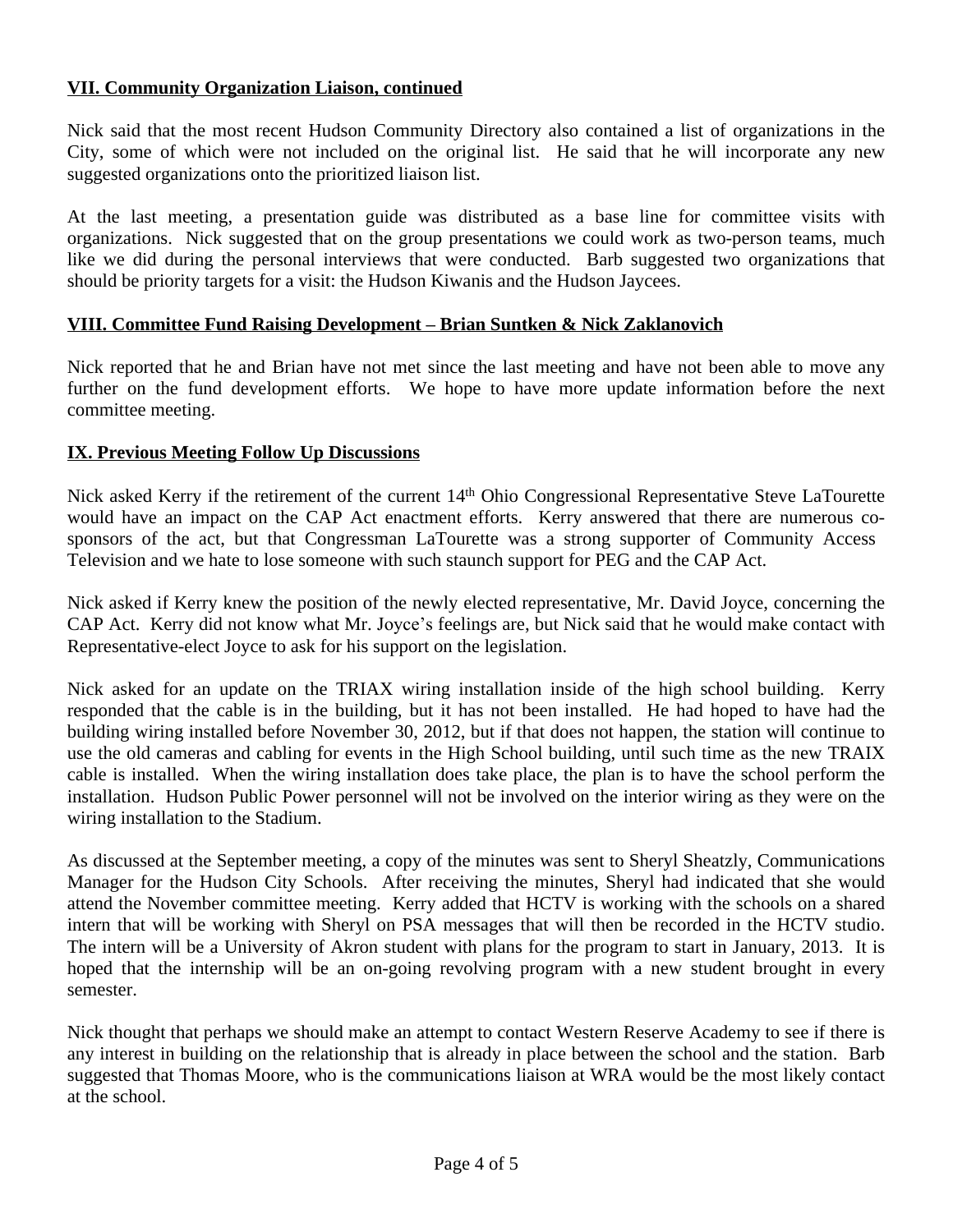## VII. Community Organization Liaison, continued

Nick said that the most recent Hudson Community Directory also contained a list of organizations in the City, some of which were not included on the original list. He said that he will incorporate any new suggested organizations onto the prioritized liaison list.

At the last meeting, a presentation guide was distributed as a base line for committee visits with organizations. Nick suggested that on the group presentations we could work as two-person teams, much like we did during the personal interviews that were conducted. Barb suggested two organizations that should be priority targets for a visit: the Hudson Kiwanis and the Hudson Jaycees.

## VIII. Committee Fund Raising Development – Brian Suntken & Nick Zaklanovich

Nick reported that he and Brian have not met since the last meeting and have not been able to move any further on the fund development efforts. We hope to have more update information before the next committee meeting.

## IX. Previous Meeting Follow Up Discussions

Nick asked Kerry if the retirement of the current 14th Ohio Congressional Representative Steve LaTourette would have an impact on the CAP Act enactment efforts. Kerry answered that there are numerous co-sponsors of the act, but that Congressman LaTourette was a strong supporter of Community Access Television and we hate to lose someone with such staunch support for PEG and the CAP Act.

Nick asked if Kerry knew the position of the newly elected representative, Mr. David Joyce, concerning the CAP Act. Kerry did not know what Mr. Joyce's feelings are, but Nick said that he would make contact with Representative-elect Joyce to ask for his support on the legislation.

Nick asked for an update on the TRIAX wiring installation inside of the high school building. Kerry responded that the cable is in the building, but it has not been installed. He had hoped to have had the building wiring installed before November 30, 2012, but if that does not happen, the station will continue to use the old cameras and cabling for events in the High School building, until such time as the new TRAIX cable is installed. When the wiring installation does take place, the plan is to have the school perform the installation. Hudson Public Power personnel will not be involved on the interior wiring as they were on the wiring installation to the Stadium.

As discussed at the September meeting, a copy of the minutes was sent to Sheryl Sheatzly, Communications Manager for the Hudson City Schools. After receiving the minutes, Sheryl had indicated that she would attend the November committee meeting. Kerry added that HCTV is working with the schools on a shared intern that will be working with Sheryl on PSA messages that will then be recorded in the HCTV studio. The intern will be a University of Akron student with plans for the program to start in January, 2013. It is hoped that the internship will be an on-going revolving program with a new student brought in every semester.

Nick thought that perhaps we should make an attempt to contact Western Reserve Academy to see if there is any interest in building on the relationship that is already in place between the school and the station. Barb suggested that Thomas Moore, who is the communications liaison at WRA would be the most likely contact at the school.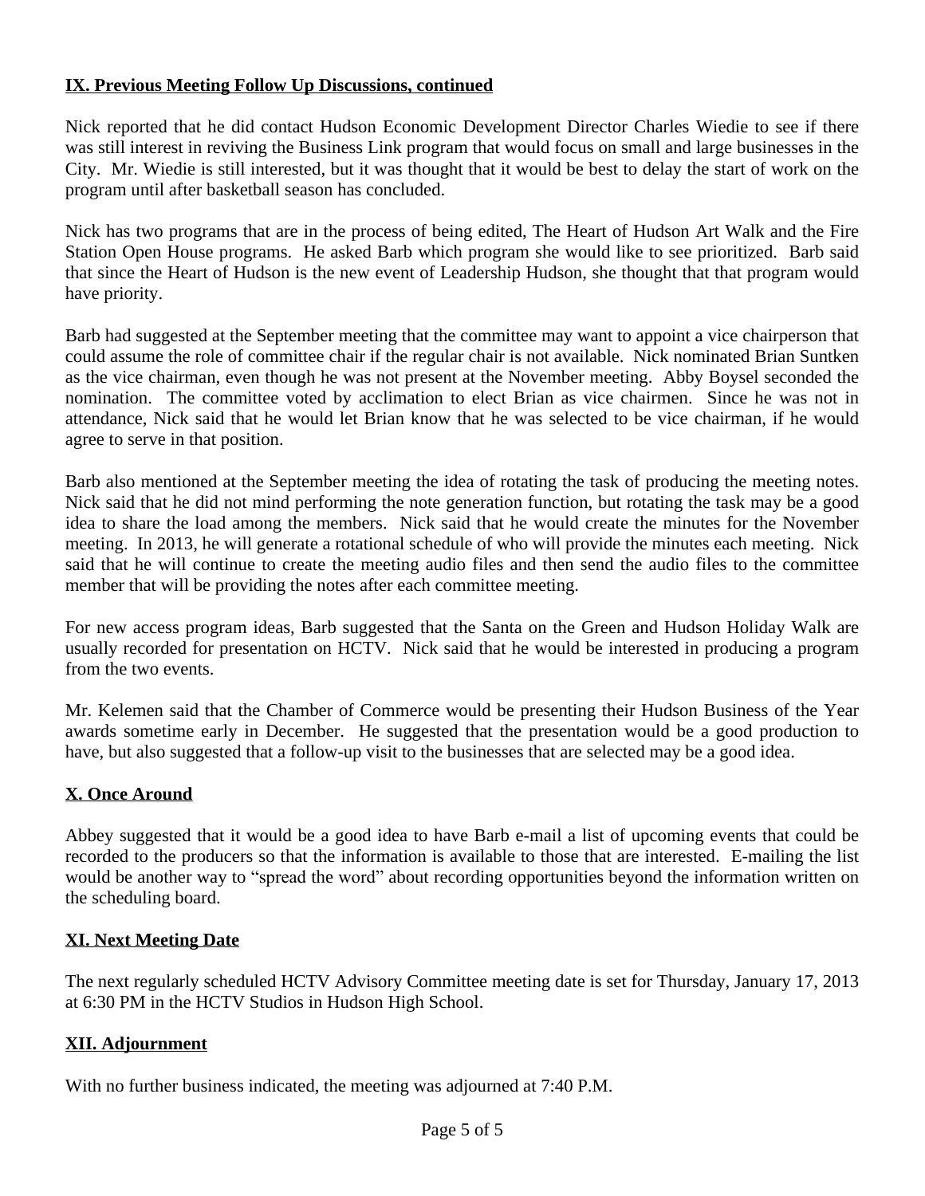**IX. Previous Meeting Follow Up Discussions, continued**

Nick reported that he did contact Hudson Economic Development Director Charles Wiedie to see if there was still interest in reviving the Business Link program that would focus on small and large businesses in the City. Mr. Wiedie is still interested, but it was thought that it would be best to delay the start of work on the program until after basketball season has concluded.

Nick has two programs that are in the process of being edited, The Heart of Hudson Art Walk and the Fire Station Open House programs. He asked Barb which program she would like to see prioritized. Barb said that since the Heart of Hudson is the new event of Leadership Hudson, she thought that that program would have priority.

Barb had suggested at the September meeting that the committee may want to appoint a vice chairperson that could assume the role of committee chair if the regular chair is not available. Nick nominated Brian Suntken as the vice chairman, even though he was not present at the November meeting. Abby Boysel seconded the nomination. The committee voted by acclimation to elect Brian as vice chairmen. Since he was not in attendance, Nick said that he would let Brian know that he was selected to be vice chairman, if he would agree to serve in that position.

Barb also mentioned at the September meeting the idea of rotating the task of producing the meeting notes. Nick said that he did not mind performing the note generation function, but rotating the task may be a good idea to share the load among the members. Nick said that he would create the minutes for the November meeting. In 2013, he will generate a rotational schedule of who will provide the minutes each meeting. Nick said that he will continue to create the meeting audio files and then send the audio files to the committee member that will be providing the notes after each committee meeting.

For new access program ideas, Barb suggested that the Santa on the Green and Hudson Holiday Walk are usually recorded for presentation on HCTV. Nick said that he would be interested in producing a program from the two events.

Mr. Kelemen said that the Chamber of Commerce would be presenting their Hudson Business of the Year awards sometime early in December. He suggested that the presentation would be a good production to have, but also suggested that a follow-up visit to the businesses that are selected may be a good idea.

**X. Once Around**

Abbey suggested that it would be a good idea to have Barb e-mail a list of upcoming events that could be recorded to the producers so that the information is available to those that are interested. E-mailing the list would be another way to "spread the word" about recording opportunities beyond the information written on the scheduling board.

**XI. Next Meeting Date**

The next regularly scheduled HCTV Advisory Committee meeting date is set for Thursday, January 17, 2013 at 6:30 PM in the HCTV Studios in Hudson High School.

**XII. Adjournment**

With no further business indicated, the meeting was adjourned at 7:40 P.M.